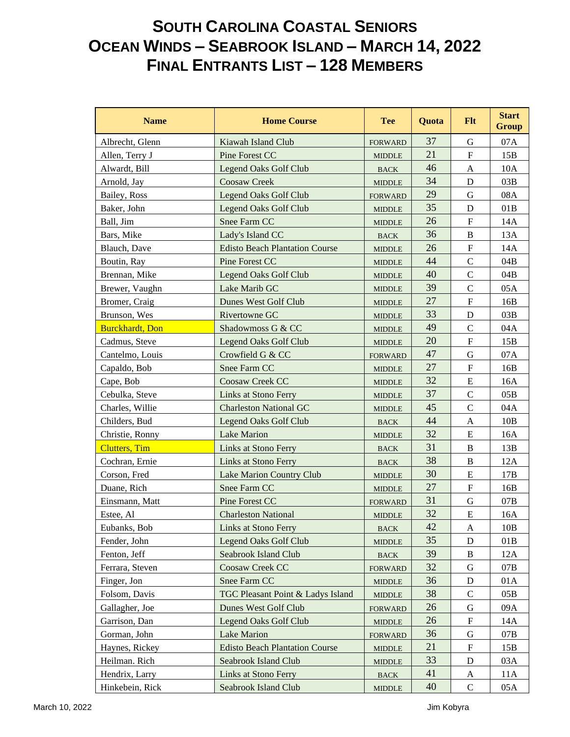# SOUTH CAROLINA COASTAL SENIORS
# OCEAN WINDS – SEABROOK ISLAND – MARCH 14, 2022
# FINAL ENTRANTS LIST – 128 MEMBERS

| Name | Home Course | Tee | Quota | Flt | Start Group |
|---|---|---|---|---|---|
| Albrecht, Glenn | Kiawah Island Club | FORWARD | 37 | G | 07A |
| Allen, Terry J | Pine Forest CC | MIDDLE | 21 | F | 15B |
| Alwardt, Bill | Legend Oaks Golf Club | BACK | 46 | A | 10A |
| Arnold, Jay | Coosaw Creek | MIDDLE | 34 | D | 03B |
| Bailey, Ross | Legend Oaks Golf Club | FORWARD | 29 | G | 08A |
| Baker, John | Legend Oaks Golf Club | MIDDLE | 35 | D | 01B |
| Ball, Jim | Snee Farm CC | MIDDLE | 26 | F | 14A |
| Bars, Mike | Lady's Island CC | BACK | 36 | B | 13A |
| Blauch, Dave | Edisto Beach Plantation Course | MIDDLE | 26 | F | 14A |
| Boutin, Ray | Pine Forest CC | MIDDLE | 44 | C | 04B |
| Brennan, Mike | Legend Oaks Golf Club | MIDDLE | 40 | C | 04B |
| Brewer, Vaughn | Lake Marib GC | MIDDLE | 39 | C | 05A |
| Bromer, Craig | Dunes West Golf Club | MIDDLE | 27 | F | 16B |
| Brunson, Wes | Rivertowne GC | MIDDLE | 33 | D | 03B |
| Burckhardt, Don | Shadowmoss G & CC | MIDDLE | 49 | C | 04A |
| Cadmus, Steve | Legend Oaks Golf Club | MIDDLE | 20 | F | 15B |
| Cantelmo, Louis | Crowfield G & CC | FORWARD | 47 | G | 07A |
| Capaldo, Bob | Snee Farm CC | MIDDLE | 27 | F | 16B |
| Cape, Bob | Coosaw Creek CC | MIDDLE | 32 | E | 16A |
| Cebulka, Steve | Links at Stono Ferry | MIDDLE | 37 | C | 05B |
| Charles, Willie | Charleston National GC | MIDDLE | 45 | C | 04A |
| Childers, Bud | Legend Oaks Golf Club | BACK | 44 | A | 10B |
| Christie, Ronny | Lake Marion | MIDDLE | 32 | E | 16A |
| Clutters, Tim | Links at Stono Ferry | BACK | 31 | B | 13B |
| Cochran, Ernie | Links at Stono Ferry | BACK | 38 | B | 12A |
| Corson, Fred | Lake Marion Country Club | MIDDLE | 30 | E | 17B |
| Duane, Rich | Snee Farm CC | MIDDLE | 27 | F | 16B |
| Einsmann, Matt | Pine Forest CC | FORWARD | 31 | G | 07B |
| Estee, Al | Charleston National | MIDDLE | 32 | E | 16A |
| Eubanks, Bob | Links at Stono Ferry | BACK | 42 | A | 10B |
| Fender, John | Legend Oaks Golf Club | MIDDLE | 35 | D | 01B |
| Fenton, Jeff | Seabrook Island Club | BACK | 39 | B | 12A |
| Ferrara, Steven | Coosaw Creek CC | FORWARD | 32 | G | 07B |
| Finger, Jon | Snee Farm CC | MIDDLE | 36 | D | 01A |
| Folsom, Davis | TGC Pleasant Point & Ladys Island | MIDDLE | 38 | C | 05B |
| Gallagher, Joe | Dunes West Golf Club | FORWARD | 26 | G | 09A |
| Garrison, Dan | Legend Oaks Golf Club | MIDDLE | 26 | F | 14A |
| Gorman, John | Lake Marion | FORWARD | 36 | G | 07B |
| Haynes, Rickey | Edisto Beach Plantation Course | MIDDLE | 21 | F | 15B |
| Heilman. Rich | Seabrook Island Club | MIDDLE | 33 | D | 03A |
| Hendrix, Larry | Links at Stono Ferry | BACK | 41 | A | 11A |
| Hinkebein, Rick | Seabrook Island Club | MIDDLE | 40 | C | 05A |

March 10, 2022 Jim Kobyra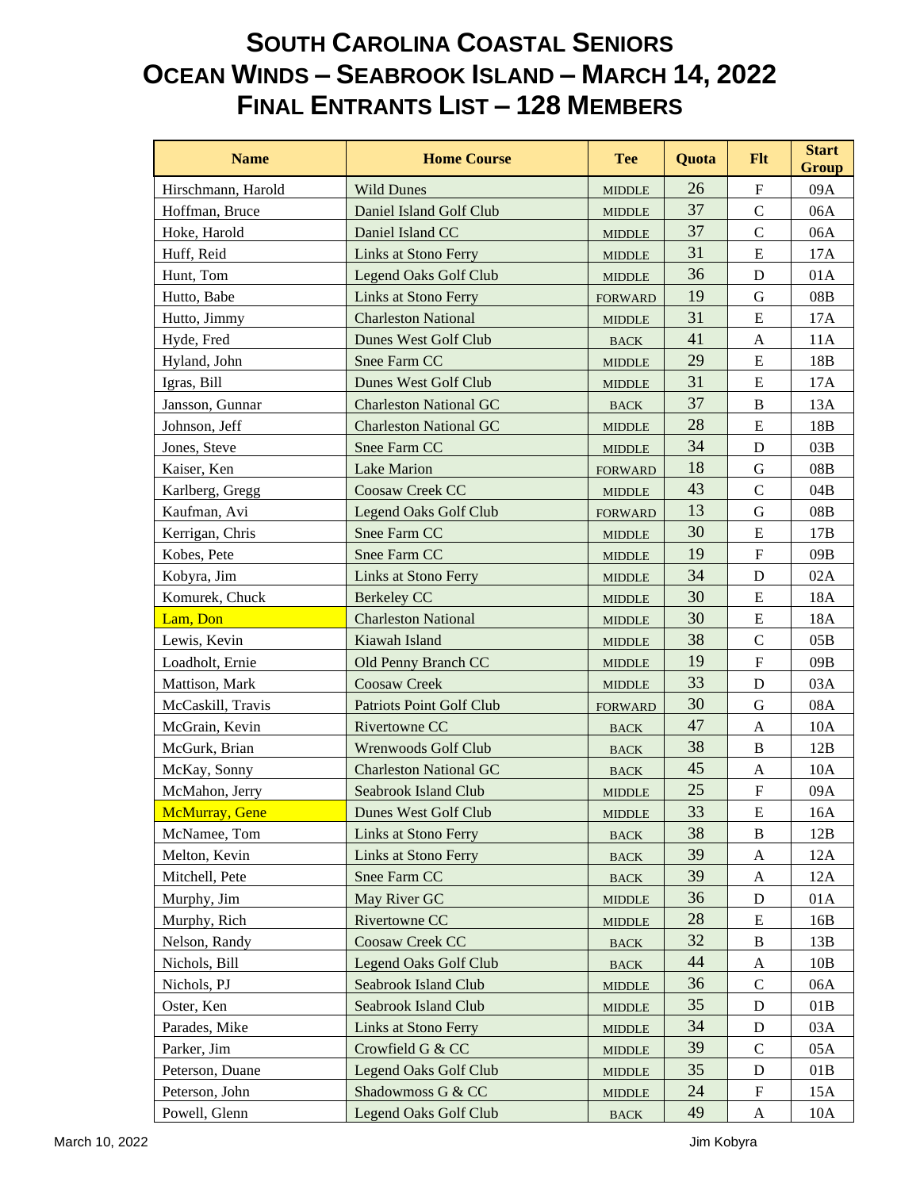# SOUTH CAROLINA COASTAL SENIORS
# OCEAN WINDS – SEABROOK ISLAND – MARCH 14, 2022
# FINAL ENTRANTS LIST – 128 MEMBERS

| Name | Home Course | Tee | Quota | Flt | Start Group |
|---|---|---|---|---|---|
| Hirschmann, Harold | Wild Dunes | MIDDLE | 26 | F | 09A |
| Hoffman, Bruce | Daniel Island Golf Club | MIDDLE | 37 | C | 06A |
| Hoke, Harold | Daniel Island CC | MIDDLE | 37 | C | 06A |
| Huff, Reid | Links at Stono Ferry | MIDDLE | 31 | E | 17A |
| Hunt, Tom | Legend Oaks Golf Club | MIDDLE | 36 | D | 01A |
| Hutto, Babe | Links at Stono Ferry | FORWARD | 19 | G | 08B |
| Hutto, Jimmy | Charleston National | MIDDLE | 31 | E | 17A |
| Hyde, Fred | Dunes West Golf Club | BACK | 41 | A | 11A |
| Hyland, John | Snee Farm CC | MIDDLE | 29 | E | 18B |
| Igras, Bill | Dunes West Golf Club | MIDDLE | 31 | E | 17A |
| Jansson, Gunnar | Charleston National GC | BACK | 37 | B | 13A |
| Johnson, Jeff | Charleston National GC | MIDDLE | 28 | E | 18B |
| Jones, Steve | Snee Farm CC | MIDDLE | 34 | D | 03B |
| Kaiser, Ken | Lake Marion | FORWARD | 18 | G | 08B |
| Karlberg, Gregg | Coosaw Creek CC | MIDDLE | 43 | C | 04B |
| Kaufman, Avi | Legend Oaks Golf Club | FORWARD | 13 | G | 08B |
| Kerrigan, Chris | Snee Farm CC | MIDDLE | 30 | E | 17B |
| Kobes, Pete | Snee Farm CC | MIDDLE | 19 | F | 09B |
| Kobyra, Jim | Links at Stono Ferry | MIDDLE | 34 | D | 02A |
| Komurek, Chuck | Berkeley CC | MIDDLE | 30 | E | 18A |
| Lam, Don | Charleston National | MIDDLE | 30 | E | 18A |
| Lewis, Kevin | Kiawah Island | MIDDLE | 38 | C | 05B |
| Loadholt, Ernie | Old Penny Branch CC | MIDDLE | 19 | F | 09B |
| Mattison, Mark | Coosaw Creek | MIDDLE | 33 | D | 03A |
| McCaskill, Travis | Patriots Point Golf Club | FORWARD | 30 | G | 08A |
| McGrain, Kevin | Rivertowne CC | BACK | 47 | A | 10A |
| McGurk, Brian | Wrenwoods Golf Club | BACK | 38 | B | 12B |
| McKay, Sonny | Charleston National GC | BACK | 45 | A | 10A |
| McMahon, Jerry | Seabrook Island Club | MIDDLE | 25 | F | 09A |
| McMurray, Gene | Dunes West Golf Club | MIDDLE | 33 | E | 16A |
| McNamee, Tom | Links at Stono Ferry | BACK | 38 | B | 12B |
| Melton, Kevin | Links at Stono Ferry | BACK | 39 | A | 12A |
| Mitchell, Pete | Snee Farm CC | BACK | 39 | A | 12A |
| Murphy, Jim | May River GC | MIDDLE | 36 | D | 01A |
| Murphy, Rich | Rivertowne CC | MIDDLE | 28 | E | 16B |
| Nelson, Randy | Coosaw Creek CC | BACK | 32 | B | 13B |
| Nichols, Bill | Legend Oaks Golf Club | BACK | 44 | A | 10B |
| Nichols, PJ | Seabrook Island Club | MIDDLE | 36 | C | 06A |
| Oster, Ken | Seabrook Island Club | MIDDLE | 35 | D | 01B |
| Parades, Mike | Links at Stono Ferry | MIDDLE | 34 | D | 03A |
| Parker, Jim | Crowfield G & CC | MIDDLE | 39 | C | 05A |
| Peterson, Duane | Legend Oaks Golf Club | MIDDLE | 35 | D | 01B |
| Peterson, John | Shadowmoss G & CC | MIDDLE | 24 | F | 15A |
| Powell, Glenn | Legend Oaks Golf Club | BACK | 49 | A | 10A |

March 10, 2022 Jim Kobyra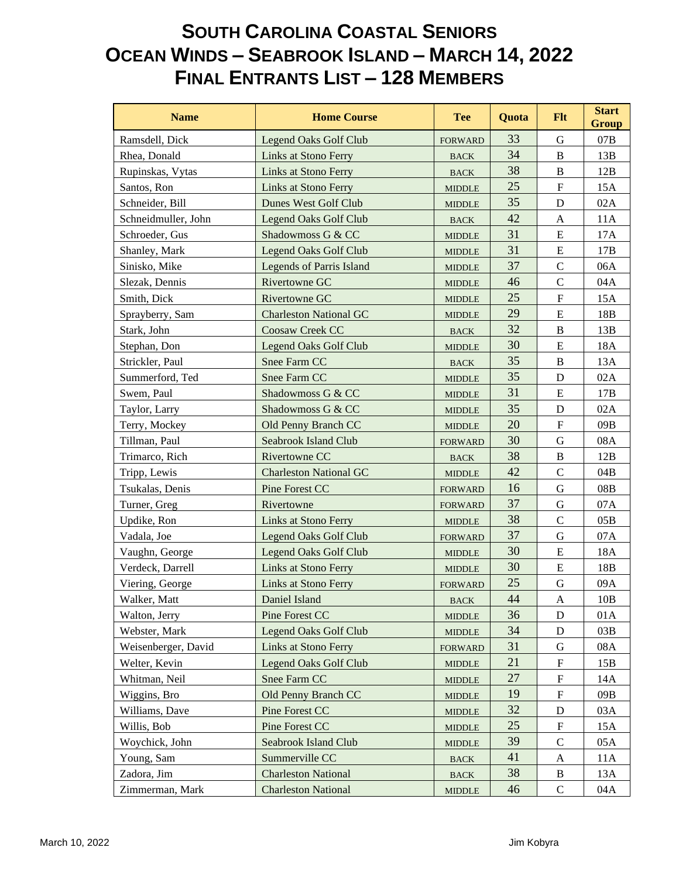# SOUTH CAROLINA COASTAL SENIORS
# OCEAN WINDS – SEABROOK ISLAND – MARCH 14, 2022
# FINAL ENTRANTS LIST – 128 MEMBERS

| Name | Home Course | Tee | Quota | Flt | Start Group |
|---|---|---|---|---|---|
| Ramsdell, Dick | Legend Oaks Golf Club | FORWARD | 33 | G | 07B |
| Rhea, Donald | Links at Stono Ferry | BACK | 34 | B | 13B |
| Rupinskas, Vytas | Links at Stono Ferry | BACK | 38 | B | 12B |
| Santos, Ron | Links at Stono Ferry | MIDDLE | 25 | F | 15A |
| Schneider, Bill | Dunes West Golf Club | MIDDLE | 35 | D | 02A |
| Schneidmuller, John | Legend Oaks Golf Club | BACK | 42 | A | 11A |
| Schroeder, Gus | Shadowmoss G & CC | MIDDLE | 31 | E | 17A |
| Shanley, Mark | Legend Oaks Golf Club | MIDDLE | 31 | E | 17B |
| Sinisko, Mike | Legends of Parris Island | MIDDLE | 37 | C | 06A |
| Slezak, Dennis | Rivertowne GC | MIDDLE | 46 | C | 04A |
| Smith, Dick | Rivertowne GC | MIDDLE | 25 | F | 15A |
| Sprayberry, Sam | Charleston National GC | MIDDLE | 29 | E | 18B |
| Stark, John | Coosaw Creek CC | BACK | 32 | B | 13B |
| Stephan, Don | Legend Oaks Golf Club | MIDDLE | 30 | E | 18A |
| Strickler, Paul | Snee Farm CC | BACK | 35 | B | 13A |
| Summerford, Ted | Snee Farm CC | MIDDLE | 35 | D | 02A |
| Swem, Paul | Shadowmoss G & CC | MIDDLE | 31 | E | 17B |
| Taylor, Larry | Shadowmoss G & CC | MIDDLE | 35 | D | 02A |
| Terry, Mockey | Old Penny Branch CC | MIDDLE | 20 | F | 09B |
| Tillman, Paul | Seabrook Island Club | FORWARD | 30 | G | 08A |
| Trimarco, Rich | Rivertowne CC | BACK | 38 | B | 12B |
| Tripp, Lewis | Charleston National GC | MIDDLE | 42 | C | 04B |
| Tsukalas, Denis | Pine Forest CC | FORWARD | 16 | G | 08B |
| Turner, Greg | Rivertowne | FORWARD | 37 | G | 07A |
| Updike, Ron | Links at Stono Ferry | MIDDLE | 38 | C | 05B |
| Vadala, Joe | Legend Oaks Golf Club | FORWARD | 37 | G | 07A |
| Vaughn, George | Legend Oaks Golf Club | MIDDLE | 30 | E | 18A |
| Verdeck, Darrell | Links at Stono Ferry | MIDDLE | 30 | E | 18B |
| Viering, George | Links at Stono Ferry | FORWARD | 25 | G | 09A |
| Walker, Matt | Daniel Island | BACK | 44 | A | 10B |
| Walton, Jerry | Pine Forest CC | MIDDLE | 36 | D | 01A |
| Webster, Mark | Legend Oaks Golf Club | MIDDLE | 34 | D | 03B |
| Weisenberger, David | Links at Stono Ferry | FORWARD | 31 | G | 08A |
| Welter, Kevin | Legend Oaks Golf Club | MIDDLE | 21 | F | 15B |
| Whitman, Neil | Snee Farm CC | MIDDLE | 27 | F | 14A |
| Wiggins, Bro | Old Penny Branch CC | MIDDLE | 19 | F | 09B |
| Williams, Dave | Pine Forest CC | MIDDLE | 32 | D | 03A |
| Willis, Bob | Pine Forest CC | MIDDLE | 25 | F | 15A |
| Woychick, John | Seabrook Island Club | MIDDLE | 39 | C | 05A |
| Young, Sam | Summerville CC | BACK | 41 | A | 11A |
| Zadora, Jim | Charleston National | BACK | 38 | B | 13A |
| Zimmerman, Mark | Charleston National | MIDDLE | 46 | C | 04A |

March 10, 2022 Jim Kobyra